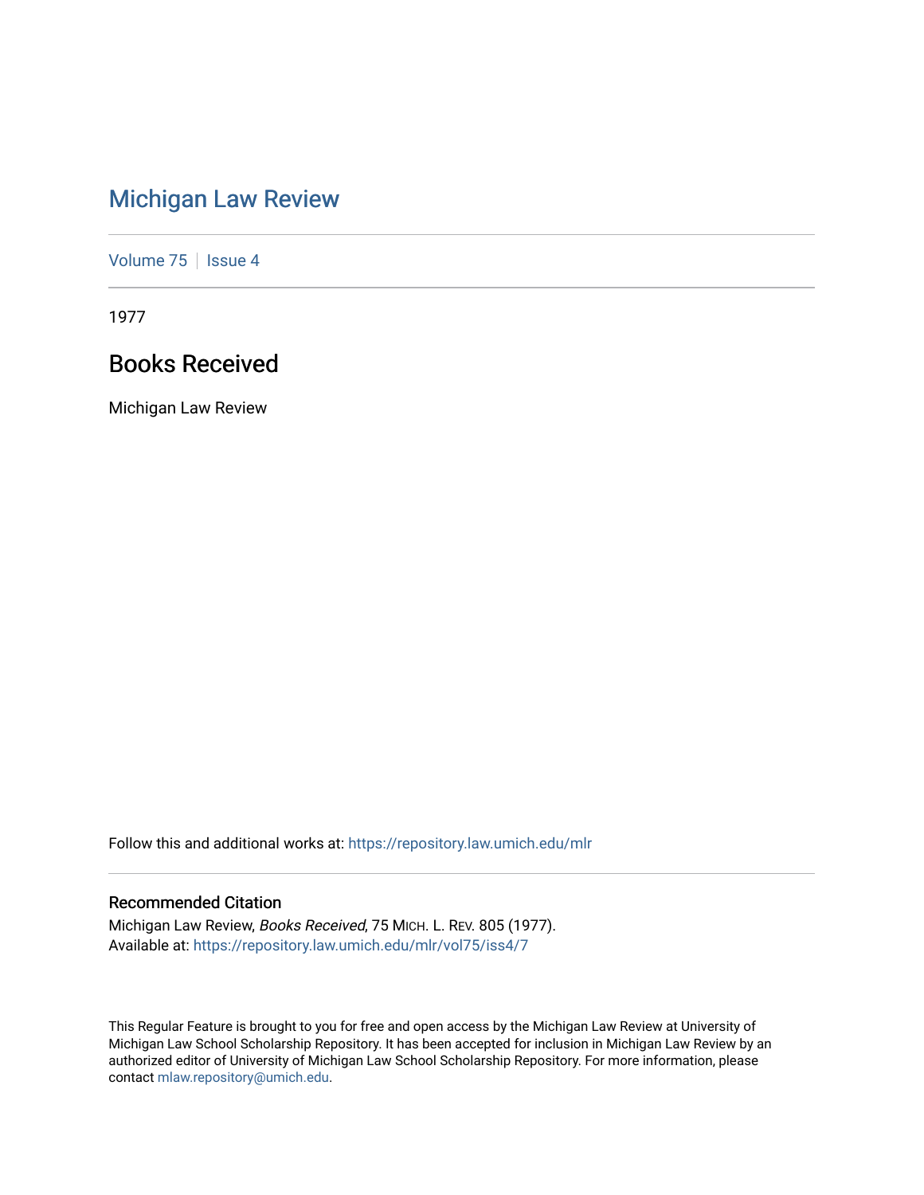# Michigan Law Review

Volume 75 | Issue 4

1977

## Books Received

Michigan Law Review

Follow this and additional works at: https://repository.law.umich.edu/mlr

### Recommended Citation

Michigan Law Review, *Books Received*, 75 MICH. L. REV. 805 (1977).
Available at: https://repository.law.umich.edu/mlr/vol75/iss4/7

This Regular Feature is brought to you for free and open access by the Michigan Law Review at University of Michigan Law School Scholarship Repository. It has been accepted for inclusion in Michigan Law Review by an authorized editor of University of Michigan Law School Scholarship Repository. For more information, please contact mlaw.repository@umich.edu.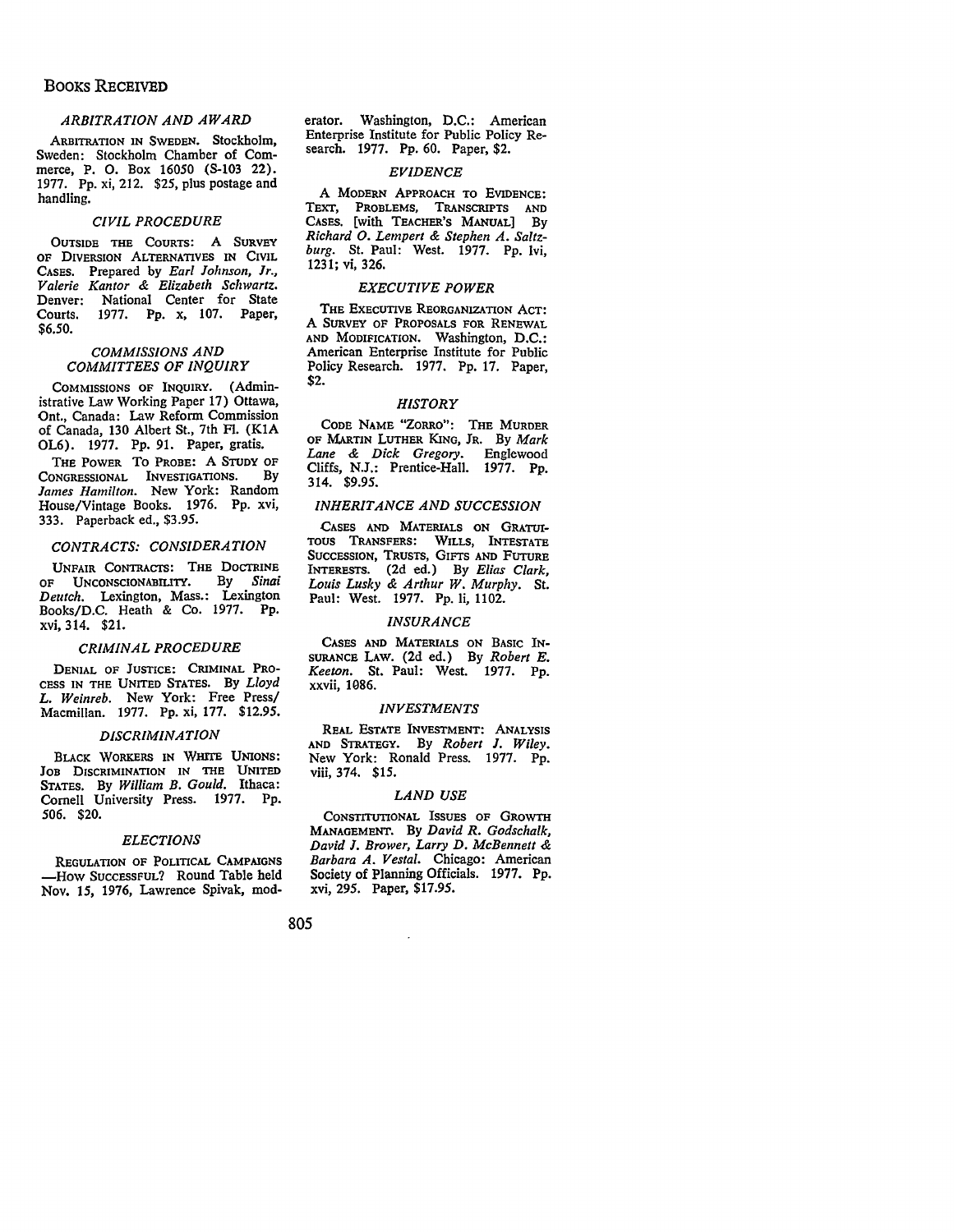# Books Received

### *ARBITRATION AND AWARD*

ARBITRATION IN SWEDEN. Stockholm, Sweden: Stockholm Chamber of Commerce, P. O. Box 16050 (S-103 22). 1977. Pp. xi, 212. $25, plus postage and handling.

### *CIVIL PROCEDURE*

OUTSIDE THE COURTS: A SURVEY OF DIVERSION ALTERNATIVES IN CIVIL CASES. Prepared by *Earl Johnson, Jr., Valerie Kantor & Elizabeth Schwartz.* Denver: National Center for State Courts. 1977. Pp. x, 107. Paper, $6.50.

### *COMMISSIONS AND COMMITTEES OF INQUIRY*

COMMISSIONS OF INQUIRY. (Administrative Law Working Paper 17) Ottawa, Ont., Canada: Law Reform Commission of Canada, 130 Albert St., 7th Fl. (K1A 0L6). 1977. Pp. 91. Paper, gratis.

THE POWER TO PROBE: A STUDY OF CONGRESSIONAL INVESTIGATIONS. By *James Hamilton.* New York: Random House/Vintage Books. 1976. Pp. xvi, 333. Paperback ed., $3.95.

### *CONTRACTS: CONSIDERATION*

UNFAIR CONTRACTS: THE DOCTRINE OF UNCONSCIONABILITY. By *Sinai Deutch.* Lexington, Mass.: Lexington Books/D.C. Heath & Co. 1977. Pp. xvi, 314. $21.

### *CRIMINAL PROCEDURE*

DENIAL OF JUSTICE: CRIMINAL PROCESS IN THE UNITED STATES. By *Lloyd L. Weinreb.* New York: Free Press/Macmillan. 1977. Pp. xi, 177. $12.95.

### *DISCRIMINATION*

BLACK WORKERS IN WHITE UNIONS: JOB DISCRIMINATION IN THE UNITED STATES. By *William B. Gould.* Ithaca: Cornell University Press. 1977. Pp. 506. $20.

### *ELECTIONS*

REGULATION OF POLITICAL CAMPAIGNS —HOW SUCCESSFUL? Round Table held Nov. 15, 1976, Lawrence Spivak, moderator. Washington, D.C.: American Enterprise Institute for Public Policy Research. 1977. Pp. 60. Paper, $2.

### *EVIDENCE*

A MODERN APPROACH TO EVIDENCE: TEXT, PROBLEMS, TRANSCRIPTS AND CASES. [with TEACHER'S MANUAL] By *Richard O. Lempert & Stephen A. Saltzburg.* St. Paul: West. 1977. Pp. lvi, 1231; vi, 326.

### *EXECUTIVE POWER*

THE EXECUTIVE REORGANIZATION ACT: A SURVEY OF PROPOSALS FOR RENEWAL AND MODIFICATION. Washington, D.C.: American Enterprise Institute for Public Policy Research. 1977. Pp. 17. Paper, $2.

### *HISTORY*

CODE NAME "ZORRO": THE MURDER OF MARTIN LUTHER KING, JR. By *Mark Lane & Dick Gregory.* Englewood Cliffs, N.J.: Prentice-Hall. 1977. Pp. 314. $9.95.

### *INHERITANCE AND SUCCESSION*

CASES AND MATERIALS ON GRATUITOUS TRANSFERS: WILLS, INTESTATE SUCCESSION, TRUSTS, GIFTS AND FUTURE INTERESTS. (2d ed.) By *Elias Clark, Louis Lusky & Arthur W. Murphy.* St. Paul: West. 1977. Pp. li, 1102.

### *INSURANCE*

CASES AND MATERIALS ON BASIC INSURANCE LAW. (2d ed.) By *Robert E. Keeton.* St. Paul: West. 1977. Pp. xxvii, 1086.

### *INVESTMENTS*

REAL ESTATE INVESTMENT: ANALYSIS AND STRATEGY. By *Robert J. Wiley.* New York: Ronald Press. 1977. Pp. viii, 374. $15.

### *LAND USE*

CONSTITUTIONAL ISSUES OF GROWTH MANAGEMENT. By *David R. Godschalk, David J. Brower, Larry D. McBennett & Barbara A. Vestal.* Chicago: American Society of Planning Officials. 1977. Pp. xvi, 295. Paper, $17.95.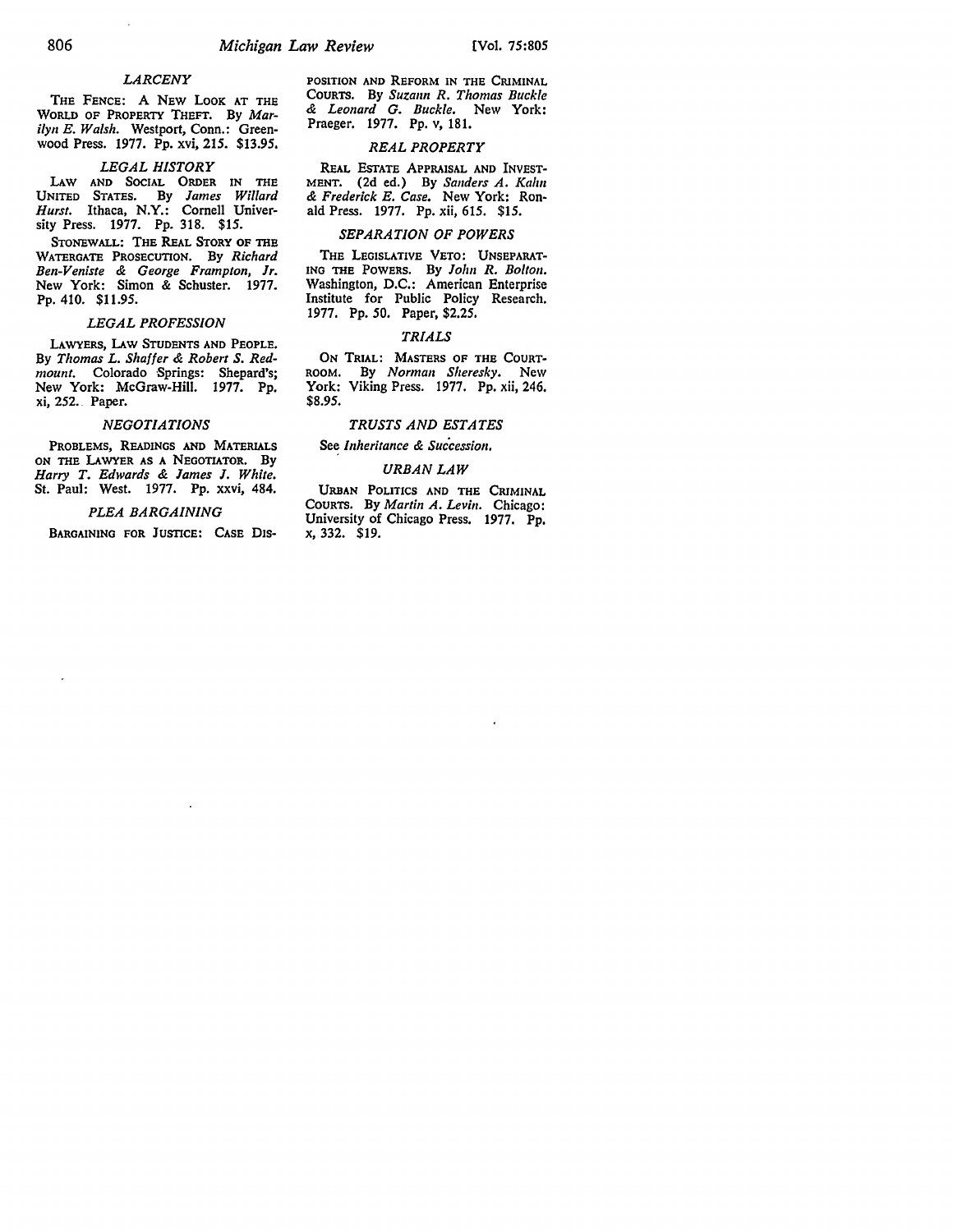### *LARCENY*

THE FENCE: A NEW LOOK AT THE WORLD OF PROPERTY THEFT. By *Marilyn E. Walsh.* Westport, Conn.: Greenwood Press. 1977. Pp. xvi, 215. $13.95.

### *LEGAL HISTORY*

LAW AND SOCIAL ORDER IN THE UNITED STATES. By *James Willard Hurst.* Ithaca, N.Y.: Cornell University Press. 1977. Pp. 318. $15.

STONEWALL: THE REAL STORY OF THE WATERGATE PROSECUTION. By *Richard Ben-Veniste & George Frampton, Jr.* New York: Simon & Schuster. 1977. Pp. 410. $11.95.

### *LEGAL PROFESSION*

LAWYERS, LAW STUDENTS AND PEOPLE. By *Thomas L. Shaffer & Robert S. Redmount.* Colorado Springs: Shepard's; New York: McGraw-Hill. 1977. Pp. xi, 252. Paper.

### *NEGOTIATIONS*

PROBLEMS, READINGS AND MATERIALS ON THE LAWYER AS A NEGOTIATOR. By *Harry T. Edwards & James J. White.* St. Paul: West. 1977. Pp. xxvi, 484.

### *PLEA BARGAINING*

BARGAINING FOR JUSTICE: CASE DISPOSITION AND REFORM IN THE CRIMINAL COURTS. By *Suzann R. Thomas Buckle & Leonard G. Buckle.* New York: Praeger. 1977. Pp. v, 181.

### *REAL PROPERTY*

REAL ESTATE APPRAISAL AND INVESTMENT. (2d ed.) By *Sanders A. Kahn & Frederick E. Case.* New York: Ronald Press. 1977. Pp. xii, 615. $15.

### *SEPARATION OF POWERS*

THE LEGISLATIVE VETO: UNSEPARATING THE POWERS. By *John R. Bolton.* Washington, D.C.: American Enterprise Institute for Public Policy Research. 1977. Pp. 50. Paper, $2.25.

### *TRIALS*

ON TRIAL: MASTERS OF THE COURTROOM. By *Norman Sheresky.* New York: Viking Press. 1977. Pp. xii, 246. $8.95.

### *TRUSTS AND ESTATES*

See *Inheritance & Succession.*

### *URBAN LAW*

URBAN POLITICS AND THE CRIMINAL COURTS. By *Martin A. Levin.* Chicago: University of Chicago Press. 1977. Pp. x, 332. $19.